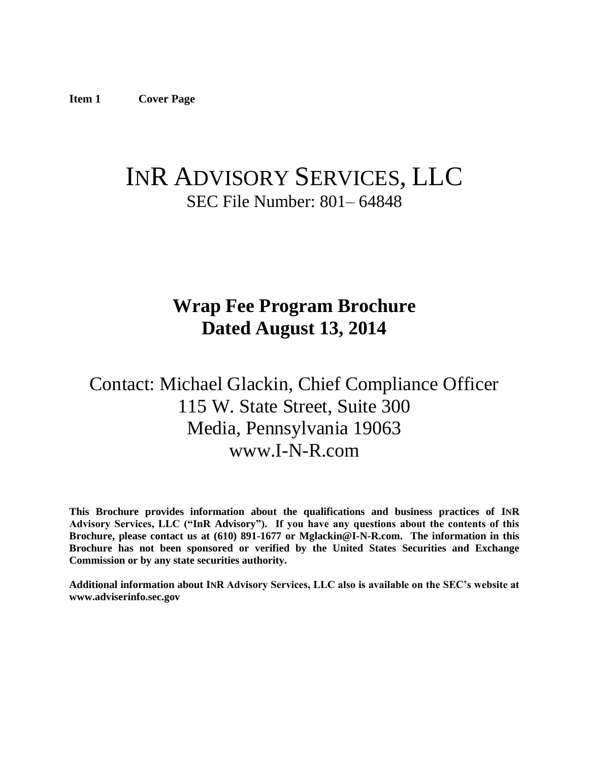**Item 1 Cover Page**

# INR ADVISORY SERVICES, LLC

SEC File Number: 801– 64848

## Wrap Fee Program Brochure
## Dated August 13, 2014

Contact: Michael Glackin, Chief Compliance Officer
115 W. State Street, Suite 300
Media, Pennsylvania 19063
www.I-N-R.com

**This Brochure provides information about the qualifications and business practices of INR Advisory Services, LLC ("InR Advisory"). If you have any questions about the contents of this Brochure, please contact us at (610) 891-1677 or Mglackin@I-N-R.com. The information in this Brochure has not been sponsored or verified by the United States Securities and Exchange Commission or by any state securities authority.**

**Additional information about INR Advisory Services, LLC also is available on the SEC's website at www.adviserinfo.sec.gov**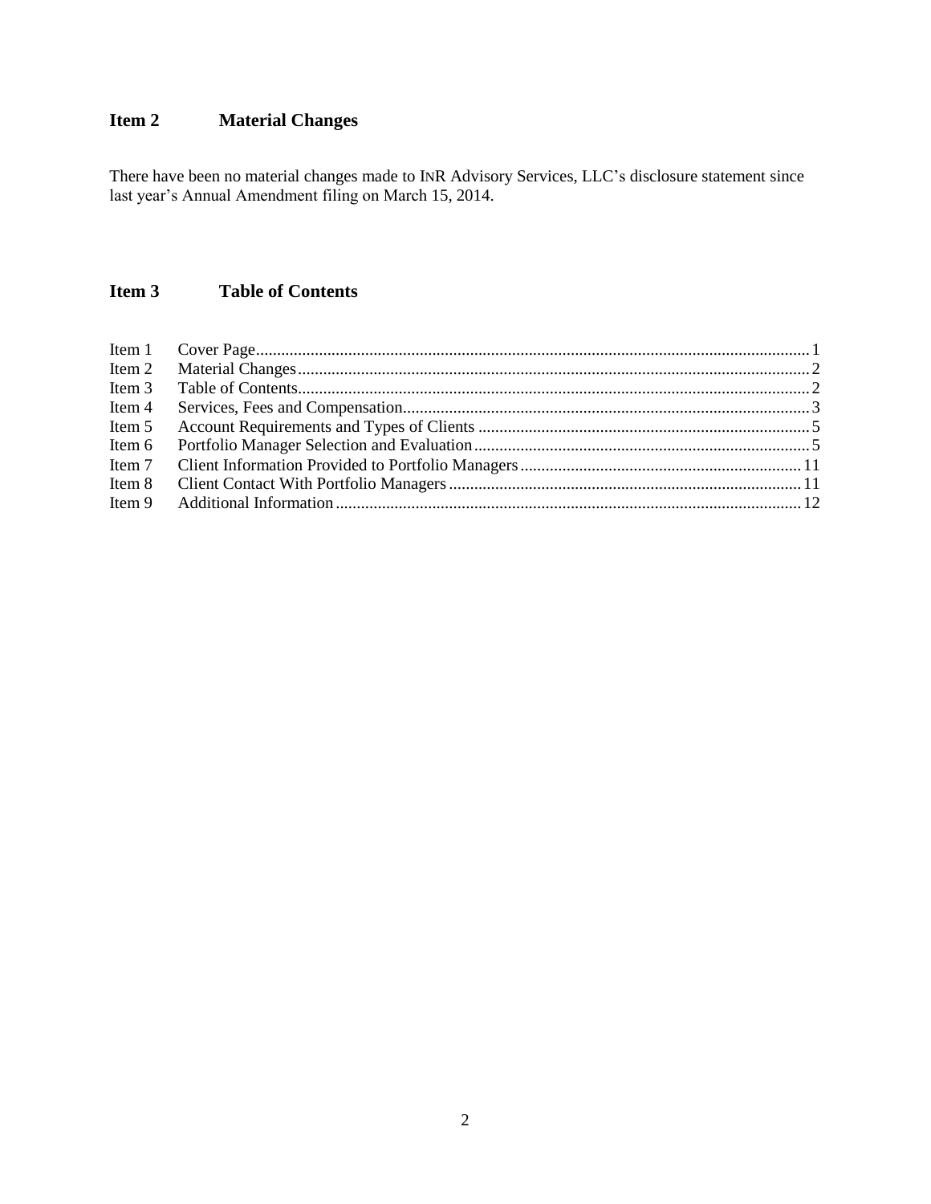## Item 2 Material Changes

There have been no material changes made to INR Advisory Services, LLC's disclosure statement since last year's Annual Amendment filing on March 15, 2014.

## Item 3 Table of Contents

| | | |
|---|---|---|
| Item 1 | Cover Page | 1 |
| Item 2 | Material Changes | 2 |
| Item 3 | Table of Contents | 2 |
| Item 4 | Services, Fees and Compensation | 3 |
| Item 5 | Account Requirements and Types of Clients | 5 |
| Item 6 | Portfolio Manager Selection and Evaluation | 5 |
| Item 7 | Client Information Provided to Portfolio Managers | 11 |
| Item 8 | Client Contact With Portfolio Managers | 11 |
| Item 9 | Additional Information | 12 |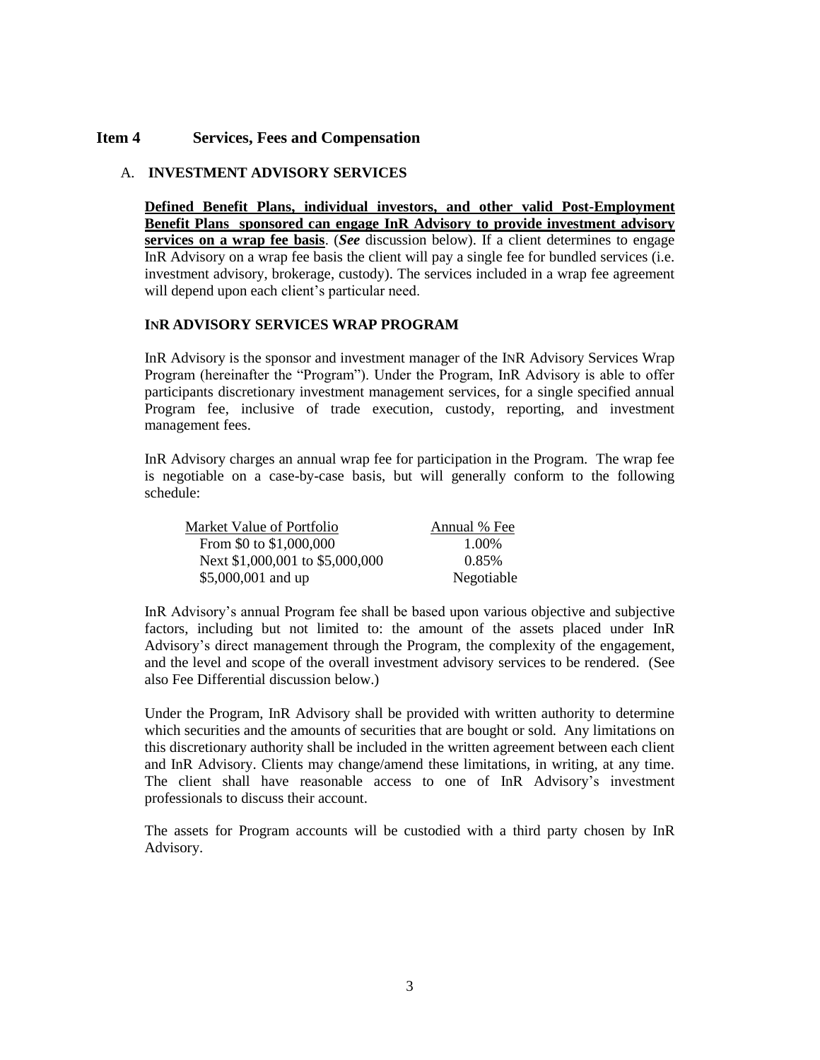## Item 4 Services, Fees and Compensation

### A. INVESTMENT ADVISORY SERVICES

**Defined Benefit Plans, individual investors, and other valid Post-Employment Benefit Plans sponsored can engage InR Advisory to provide investment advisory services on a wrap fee basis**. (***See*** discussion below). If a client determines to engage InR Advisory on a wrap fee basis the client will pay a single fee for bundled services (i.e. investment advisory, brokerage, custody). The services included in a wrap fee agreement will depend upon each client's particular need.

**INR ADVISORY SERVICES WRAP PROGRAM**

InR Advisory is the sponsor and investment manager of the INR Advisory Services Wrap Program (hereinafter the "Program"). Under the Program, InR Advisory is able to offer participants discretionary investment management services, for a single specified annual Program fee, inclusive of trade execution, custody, reporting, and investment management fees.

InR Advisory charges an annual wrap fee for participation in the Program. The wrap fee is negotiable on a case-by-case basis, but will generally conform to the following schedule:

| Market Value of Portfolio | Annual % Fee |
|---|---|
| From \$0 to \$1,000,000 | 1.00% |
| Next \$1,000,001 to \$5,000,000 | 0.85% |
| \$5,000,001 and up | Negotiable |

InR Advisory's annual Program fee shall be based upon various objective and subjective factors, including but not limited to: the amount of the assets placed under InR Advisory's direct management through the Program, the complexity of the engagement, and the level and scope of the overall investment advisory services to be rendered. (See also Fee Differential discussion below.)

Under the Program, InR Advisory shall be provided with written authority to determine which securities and the amounts of securities that are bought or sold. Any limitations on this discretionary authority shall be included in the written agreement between each client and InR Advisory. Clients may change/amend these limitations, in writing, at any time. The client shall have reasonable access to one of InR Advisory's investment professionals to discuss their account.

The assets for Program accounts will be custodied with a third party chosen by InR Advisory.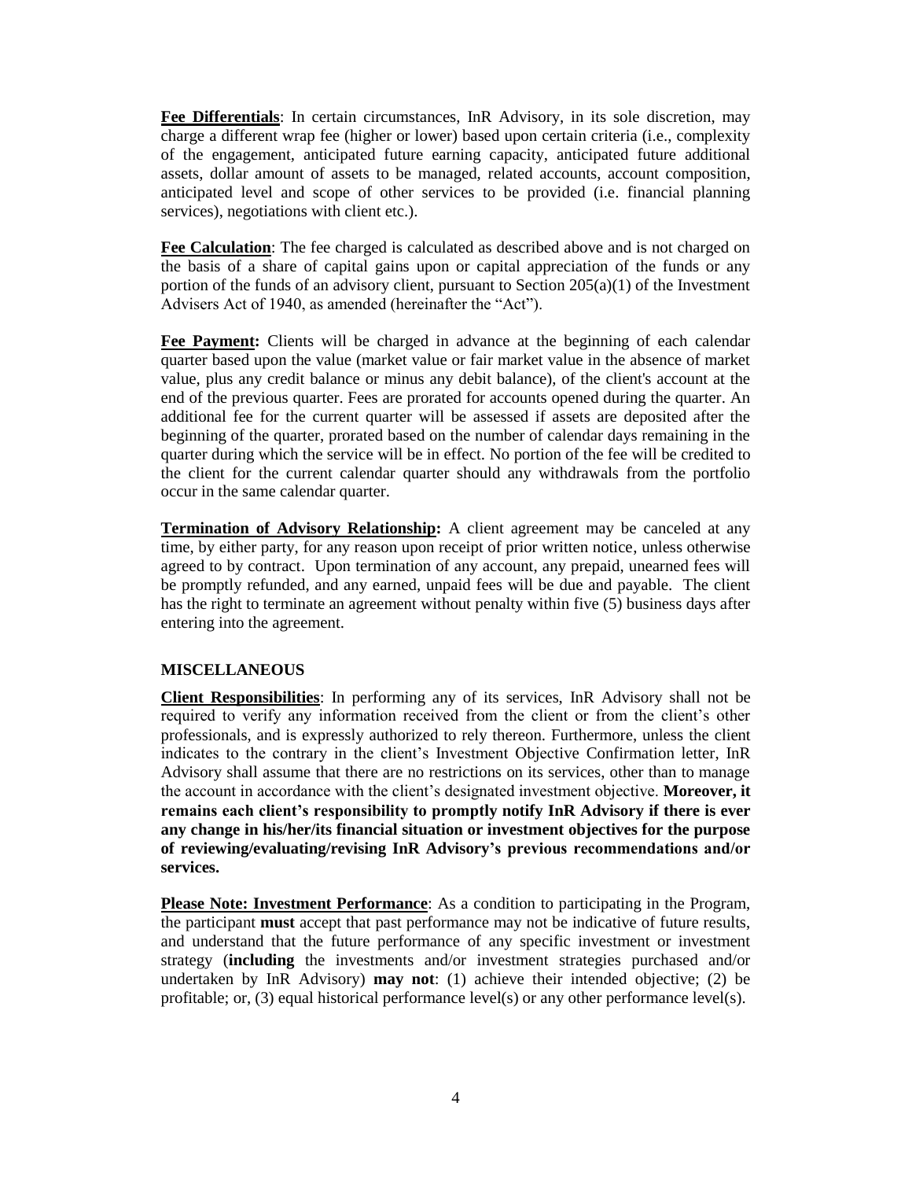**Fee Differentials**: In certain circumstances, InR Advisory, in its sole discretion, may charge a different wrap fee (higher or lower) based upon certain criteria (i.e., complexity of the engagement, anticipated future earning capacity, anticipated future additional assets, dollar amount of assets to be managed, related accounts, account composition, anticipated level and scope of other services to be provided (i.e. financial planning services), negotiations with client etc.).

**Fee Calculation**: The fee charged is calculated as described above and is not charged on the basis of a share of capital gains upon or capital appreciation of the funds or any portion of the funds of an advisory client, pursuant to Section 205(a)(1) of the Investment Advisers Act of 1940, as amended (hereinafter the "Act").

**Fee Payment:** Clients will be charged in advance at the beginning of each calendar quarter based upon the value (market value or fair market value in the absence of market value, plus any credit balance or minus any debit balance), of the client's account at the end of the previous quarter. Fees are prorated for accounts opened during the quarter. An additional fee for the current quarter will be assessed if assets are deposited after the beginning of the quarter, prorated based on the number of calendar days remaining in the quarter during which the service will be in effect. No portion of the fee will be credited to the client for the current calendar quarter should any withdrawals from the portfolio occur in the same calendar quarter.

**Termination of Advisory Relationship:** A client agreement may be canceled at any time, by either party, for any reason upon receipt of prior written notice, unless otherwise agreed to by contract. Upon termination of any account, any prepaid, unearned fees will be promptly refunded, and any earned, unpaid fees will be due and payable. The client has the right to terminate an agreement without penalty within five (5) business days after entering into the agreement.

**MISCELLANEOUS**

**Client Responsibilities**: In performing any of its services, InR Advisory shall not be required to verify any information received from the client or from the client's other professionals, and is expressly authorized to rely thereon. Furthermore, unless the client indicates to the contrary in the client's Investment Objective Confirmation letter, InR Advisory shall assume that there are no restrictions on its services, other than to manage the account in accordance with the client's designated investment objective. **Moreover, it remains each client's responsibility to promptly notify InR Advisory if there is ever any change in his/her/its financial situation or investment objectives for the purpose of reviewing/evaluating/revising InR Advisory's previous recommendations and/or services.**

**Please Note: Investment Performance**: As a condition to participating in the Program, the participant **must** accept that past performance may not be indicative of future results, and understand that the future performance of any specific investment or investment strategy (**including** the investments and/or investment strategies purchased and/or undertaken by InR Advisory) **may not**: (1) achieve their intended objective; (2) be profitable; or, (3) equal historical performance level(s) or any other performance level(s).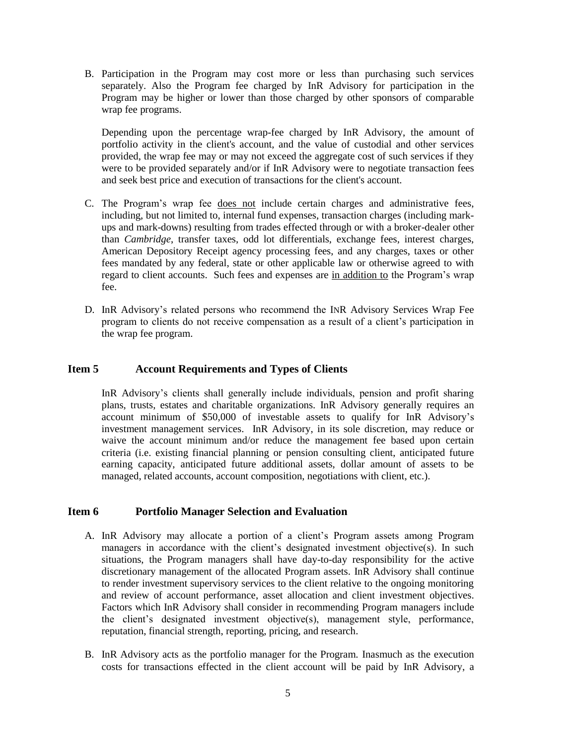B. Participation in the Program may cost more or less than purchasing such services separately. Also the Program fee charged by InR Advisory for participation in the Program may be higher or lower than those charged by other sponsors of comparable wrap fee programs.

   Depending upon the percentage wrap-fee charged by InR Advisory, the amount of portfolio activity in the client's account, and the value of custodial and other services provided, the wrap fee may or may not exceed the aggregate cost of such services if they were to be provided separately and/or if InR Advisory were to negotiate transaction fees and seek best price and execution of transactions for the client's account.

C. The Program's wrap fee <u>does not</u> include certain charges and administrative fees, including, but not limited to, internal fund expenses, transaction charges (including mark-ups and mark-downs) resulting from trades effected through or with a broker-dealer other than *Cambridge*, transfer taxes, odd lot differentials, exchange fees, interest charges, American Depository Receipt agency processing fees, and any charges, taxes or other fees mandated by any federal, state or other applicable law or otherwise agreed to with regard to client accounts. Such fees and expenses are <u>in addition to</u> the Program's wrap fee.

D. InR Advisory's related persons who recommend the INR Advisory Services Wrap Fee program to clients do not receive compensation as a result of a client's participation in the wrap fee program.

## Item 5 Account Requirements and Types of Clients

InR Advisory's clients shall generally include individuals, pension and profit sharing plans, trusts, estates and charitable organizations. InR Advisory generally requires an account minimum of $50,000 of investable assets to qualify for InR Advisory's investment management services. InR Advisory, in its sole discretion, may reduce or waive the account minimum and/or reduce the management fee based upon certain criteria (i.e. existing financial planning or pension consulting client, anticipated future earning capacity, anticipated future additional assets, dollar amount of assets to be managed, related accounts, account composition, negotiations with client, etc.).

## Item 6 Portfolio Manager Selection and Evaluation

A. InR Advisory may allocate a portion of a client's Program assets among Program managers in accordance with the client's designated investment objective(s). In such situations, the Program managers shall have day-to-day responsibility for the active discretionary management of the allocated Program assets. InR Advisory shall continue to render investment supervisory services to the client relative to the ongoing monitoring and review of account performance, asset allocation and client investment objectives. Factors which InR Advisory shall consider in recommending Program managers include the client's designated investment objective(s), management style, performance, reputation, financial strength, reporting, pricing, and research.

B. InR Advisory acts as the portfolio manager for the Program. Inasmuch as the execution costs for transactions effected in the client account will be paid by InR Advisory, a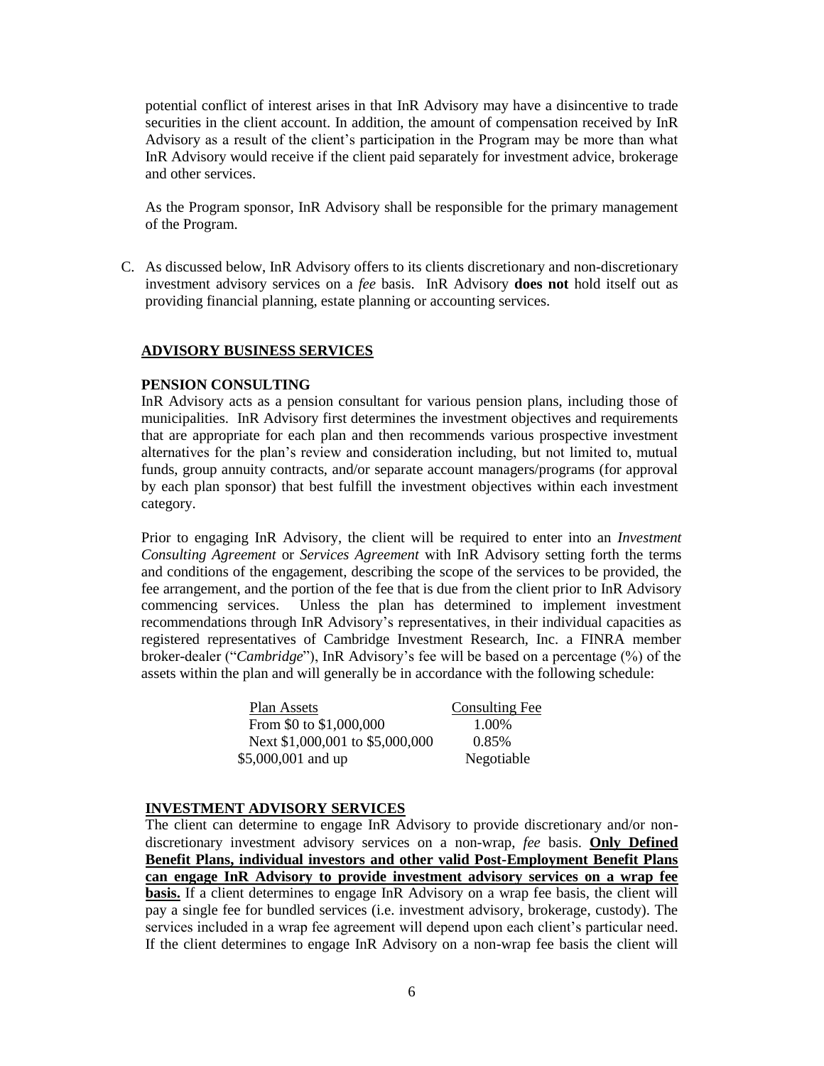potential conflict of interest arises in that InR Advisory may have a disincentive to trade securities in the client account. In addition, the amount of compensation received by InR Advisory as a result of the client's participation in the Program may be more than what InR Advisory would receive if the client paid separately for investment advice, brokerage and other services.

As the Program sponsor, InR Advisory shall be responsible for the primary management of the Program.

C. As discussed below, InR Advisory offers to its clients discretionary and non-discretionary investment advisory services on a *fee* basis. InR Advisory **does not** hold itself out as providing financial planning, estate planning or accounting services.

## ADVISORY BUSINESS SERVICES

### PENSION CONSULTING

InR Advisory acts as a pension consultant for various pension plans, including those of municipalities. InR Advisory first determines the investment objectives and requirements that are appropriate for each plan and then recommends various prospective investment alternatives for the plan's review and consideration including, but not limited to, mutual funds, group annuity contracts, and/or separate account managers/programs (for approval by each plan sponsor) that best fulfill the investment objectives within each investment category.

Prior to engaging InR Advisory, the client will be required to enter into an *Investment Consulting Agreement* or *Services Agreement* with InR Advisory setting forth the terms and conditions of the engagement, describing the scope of the services to be provided, the fee arrangement, and the portion of the fee that is due from the client prior to InR Advisory commencing services. Unless the plan has determined to implement investment recommendations through InR Advisory's representatives, in their individual capacities as registered representatives of Cambridge Investment Research, Inc. a FINRA member broker-dealer ("*Cambridge*"), InR Advisory's fee will be based on a percentage (%) of the assets within the plan and will generally be in accordance with the following schedule:

| Plan Assets | Consulting Fee |
|---|---|
| From \$0 to \$1,000,000 | 1.00% |
| Next \$1,000,001 to \$5,000,000 | 0.85% |
| \$5,000,001 and up | Negotiable |

### INVESTMENT ADVISORY SERVICES

The client can determine to engage InR Advisory to provide discretionary and/or non-discretionary investment advisory services on a non-wrap, *fee* basis. **Only Defined Benefit Plans, individual investors and other valid Post-Employment Benefit Plans can engage InR Advisory to provide investment advisory services on a wrap fee basis.** If a client determines to engage InR Advisory on a wrap fee basis, the client will pay a single fee for bundled services (i.e. investment advisory, brokerage, custody). The services included in a wrap fee agreement will depend upon each client's particular need. If the client determines to engage InR Advisory on a non-wrap fee basis the client will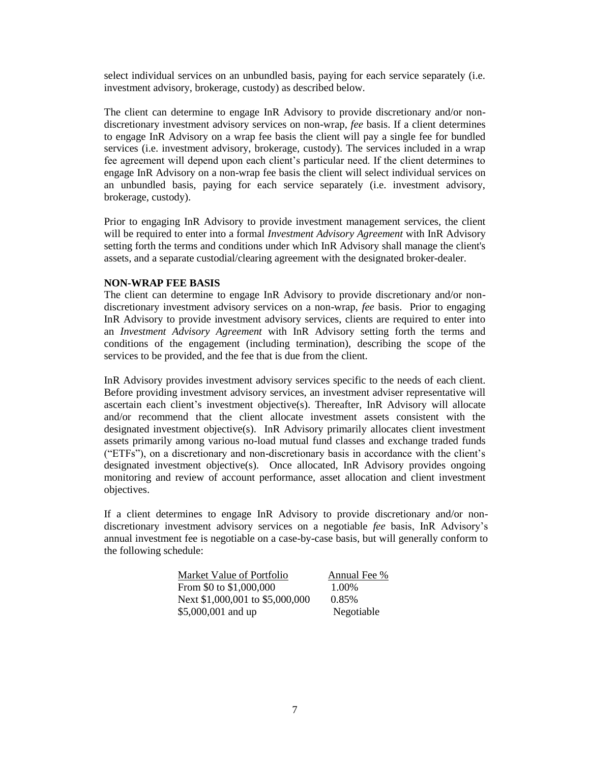select individual services on an unbundled basis, paying for each service separately (i.e. investment advisory, brokerage, custody) as described below.

The client can determine to engage InR Advisory to provide discretionary and/or non-discretionary investment advisory services on non-wrap, *fee* basis. If a client determines to engage InR Advisory on a wrap fee basis the client will pay a single fee for bundled services (i.e. investment advisory, brokerage, custody). The services included in a wrap fee agreement will depend upon each client's particular need. If the client determines to engage InR Advisory on a non-wrap fee basis the client will select individual services on an unbundled basis, paying for each service separately (i.e. investment advisory, brokerage, custody).

Prior to engaging InR Advisory to provide investment management services, the client will be required to enter into a formal *Investment Advisory Agreement* with InR Advisory setting forth the terms and conditions under which InR Advisory shall manage the client's assets, and a separate custodial/clearing agreement with the designated broker-dealer.

**NON-WRAP FEE BASIS**

The client can determine to engage InR Advisory to provide discretionary and/or non-discretionary investment advisory services on a non-wrap, *fee* basis. Prior to engaging InR Advisory to provide investment advisory services, clients are required to enter into an *Investment Advisory Agreement* with InR Advisory setting forth the terms and conditions of the engagement (including termination), describing the scope of the services to be provided, and the fee that is due from the client.

InR Advisory provides investment advisory services specific to the needs of each client. Before providing investment advisory services, an investment adviser representative will ascertain each client's investment objective(s). Thereafter, InR Advisory will allocate and/or recommend that the client allocate investment assets consistent with the designated investment objective(s). InR Advisory primarily allocates client investment assets primarily among various no-load mutual fund classes and exchange traded funds ("ETFs"), on a discretionary and non-discretionary basis in accordance with the client's designated investment objective(s). Once allocated, InR Advisory provides ongoing monitoring and review of account performance, asset allocation and client investment objectives.

If a client determines to engage InR Advisory to provide discretionary and/or non-discretionary investment advisory services on a negotiable *fee* basis, InR Advisory's annual investment fee is negotiable on a case-by-case basis, but will generally conform to the following schedule:

| Market Value of Portfolio | Annual Fee % |
|---|---|
| From $0 to $1,000,000 | 1.00% |
| Next $1,000,001 to $5,000,000 | 0.85% |
| $5,000,001 and up | Negotiable |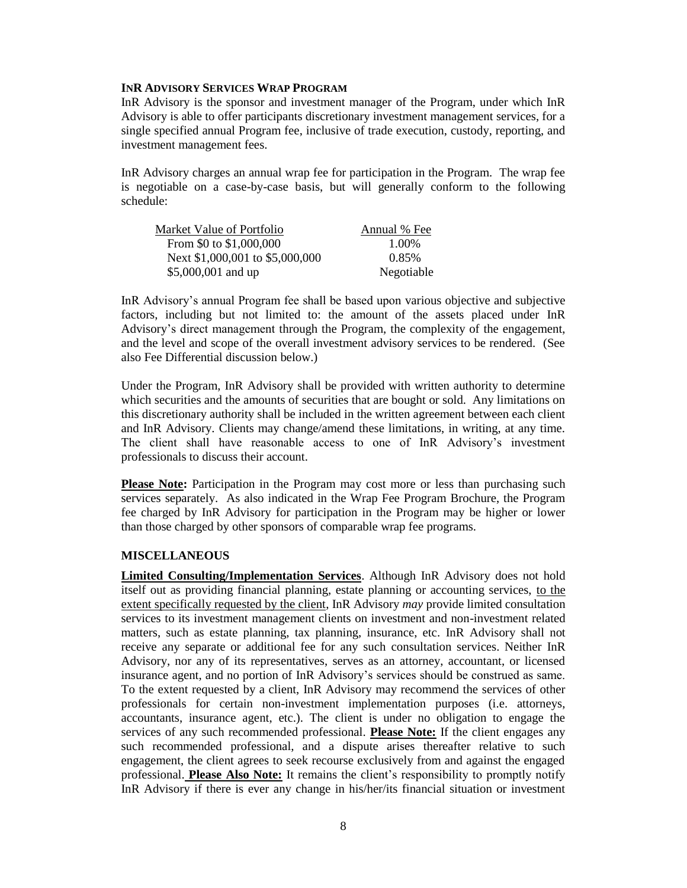**INR ADVISORY SERVICES WRAP PROGRAM**

InR Advisory is the sponsor and investment manager of the Program, under which InR Advisory is able to offer participants discretionary investment management services, for a single specified annual Program fee, inclusive of trade execution, custody, reporting, and investment management fees.

InR Advisory charges an annual wrap fee for participation in the Program. The wrap fee is negotiable on a case-by-case basis, but will generally conform to the following schedule:

| Market Value of Portfolio | Annual % Fee |
|---|---|
| From $0 to $1,000,000 | 1.00% |
| Next $1,000,001 to $5,000,000 | 0.85% |
| $5,000,001 and up | Negotiable |

InR Advisory's annual Program fee shall be based upon various objective and subjective factors, including but not limited to: the amount of the assets placed under InR Advisory's direct management through the Program, the complexity of the engagement, and the level and scope of the overall investment advisory services to be rendered. (See also Fee Differential discussion below.)

Under the Program, InR Advisory shall be provided with written authority to determine which securities and the amounts of securities that are bought or sold. Any limitations on this discretionary authority shall be included in the written agreement between each client and InR Advisory. Clients may change/amend these limitations, in writing, at any time. The client shall have reasonable access to one of InR Advisory's investment professionals to discuss their account.

**Please Note:** Participation in the Program may cost more or less than purchasing such services separately. As also indicated in the Wrap Fee Program Brochure, the Program fee charged by InR Advisory for participation in the Program may be higher or lower than those charged by other sponsors of comparable wrap fee programs.

**MISCELLANEOUS**

**Limited Consulting/Implementation Services**. Although InR Advisory does not hold itself out as providing financial planning, estate planning or accounting services, to the extent specifically requested by the client, InR Advisory *may* provide limited consultation services to its investment management clients on investment and non-investment related matters, such as estate planning, tax planning, insurance, etc. InR Advisory shall not receive any separate or additional fee for any such consultation services. Neither InR Advisory, nor any of its representatives, serves as an attorney, accountant, or licensed insurance agent, and no portion of InR Advisory's services should be construed as same. To the extent requested by a client, InR Advisory may recommend the services of other professionals for certain non-investment implementation purposes (i.e. attorneys, accountants, insurance agent, etc.). The client is under no obligation to engage the services of any such recommended professional. **Please Note:** If the client engages any such recommended professional, and a dispute arises thereafter relative to such engagement, the client agrees to seek recourse exclusively from and against the engaged professional. **Please Also Note:** It remains the client's responsibility to promptly notify InR Advisory if there is ever any change in his/her/its financial situation or investment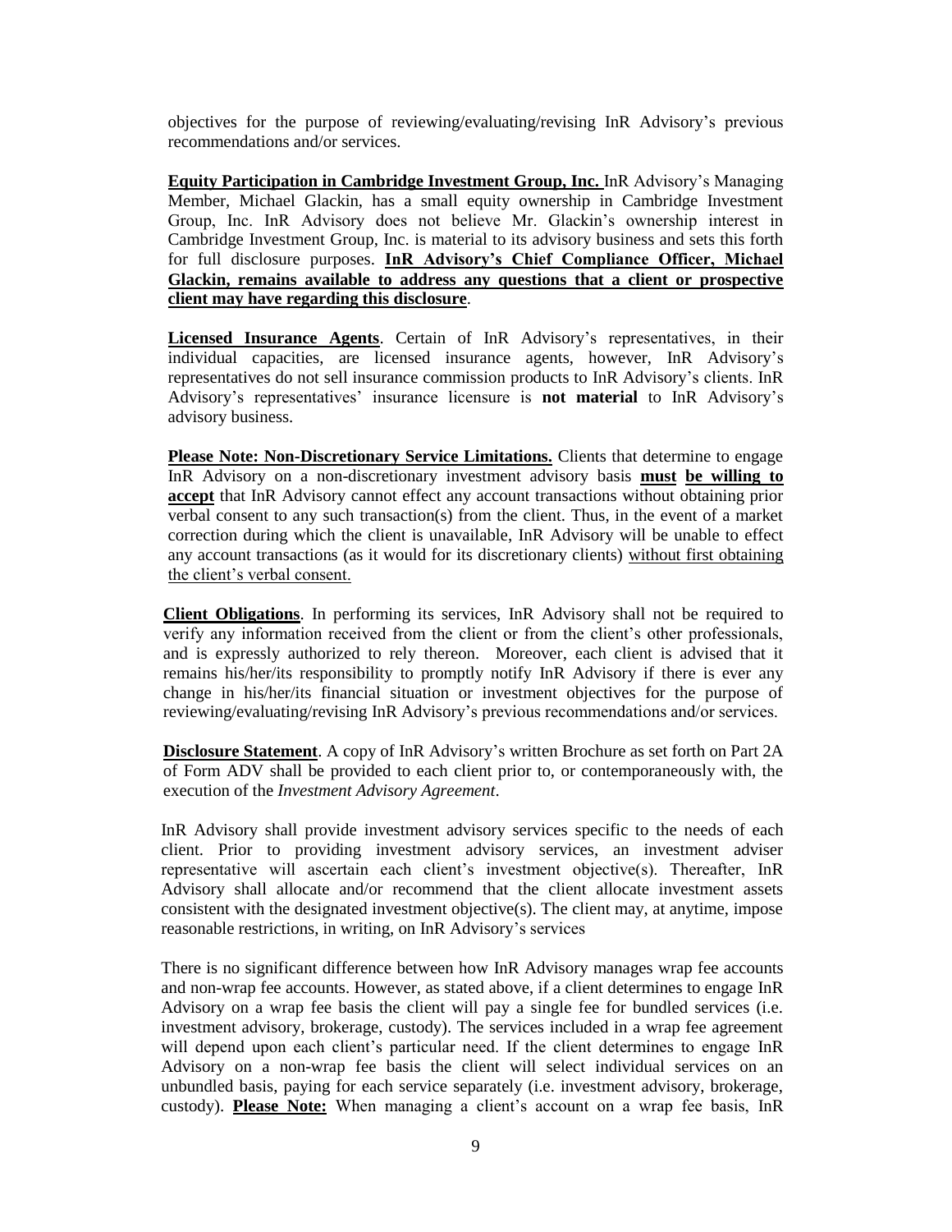objectives for the purpose of reviewing/evaluating/revising InR Advisory's previous recommendations and/or services.

**Equity Participation in Cambridge Investment Group, Inc.** InR Advisory's Managing Member, Michael Glackin, has a small equity ownership in Cambridge Investment Group, Inc. InR Advisory does not believe Mr. Glackin's ownership interest in Cambridge Investment Group, Inc. is material to its advisory business and sets this forth for full disclosure purposes. **InR Advisory's Chief Compliance Officer, Michael Glackin, remains available to address any questions that a client or prospective client may have regarding this disclosure**.

**Licensed Insurance Agents**. Certain of InR Advisory's representatives, in their individual capacities, are licensed insurance agents, however, InR Advisory's representatives do not sell insurance commission products to InR Advisory's clients. InR Advisory's representatives' insurance licensure is **not material** to InR Advisory's advisory business.

**Please Note: Non-Discretionary Service Limitations.** Clients that determine to engage InR Advisory on a non-discretionary investment advisory basis **must be willing to accept** that InR Advisory cannot effect any account transactions without obtaining prior verbal consent to any such transaction(s) from the client. Thus, in the event of a market correction during which the client is unavailable, InR Advisory will be unable to effect any account transactions (as it would for its discretionary clients) without first obtaining the client's verbal consent.

**Client Obligations**. In performing its services, InR Advisory shall not be required to verify any information received from the client or from the client's other professionals, and is expressly authorized to rely thereon. Moreover, each client is advised that it remains his/her/its responsibility to promptly notify InR Advisory if there is ever any change in his/her/its financial situation or investment objectives for the purpose of reviewing/evaluating/revising InR Advisory's previous recommendations and/or services.

**Disclosure Statement**. A copy of InR Advisory's written Brochure as set forth on Part 2A of Form ADV shall be provided to each client prior to, or contemporaneously with, the execution of the *Investment Advisory Agreement*.

InR Advisory shall provide investment advisory services specific to the needs of each client. Prior to providing investment advisory services, an investment adviser representative will ascertain each client's investment objective(s). Thereafter, InR Advisory shall allocate and/or recommend that the client allocate investment assets consistent with the designated investment objective(s). The client may, at anytime, impose reasonable restrictions, in writing, on InR Advisory's services

There is no significant difference between how InR Advisory manages wrap fee accounts and non-wrap fee accounts. However, as stated above, if a client determines to engage InR Advisory on a wrap fee basis the client will pay a single fee for bundled services (i.e. investment advisory, brokerage, custody). The services included in a wrap fee agreement will depend upon each client's particular need. If the client determines to engage InR Advisory on a non-wrap fee basis the client will select individual services on an unbundled basis, paying for each service separately (i.e. investment advisory, brokerage, custody). **Please Note:** When managing a client's account on a wrap fee basis, InR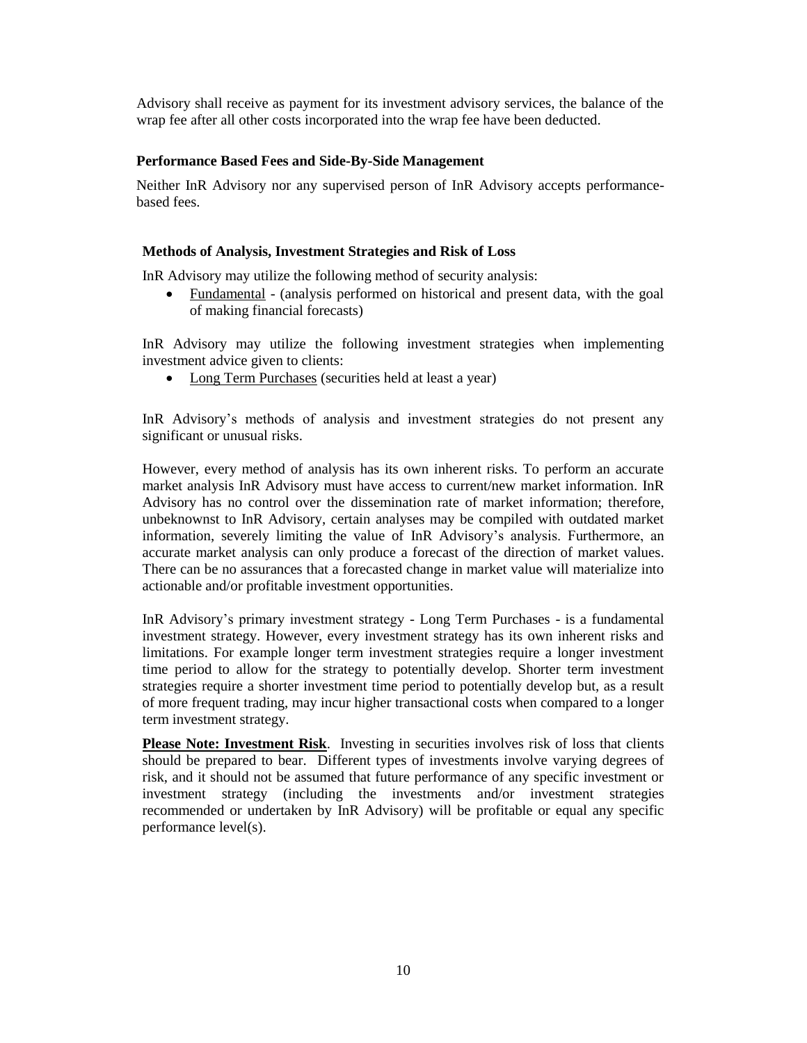Advisory shall receive as payment for its investment advisory services, the balance of the wrap fee after all other costs incorporated into the wrap fee have been deducted.

### Performance Based Fees and Side-By-Side Management

Neither InR Advisory nor any supervised person of InR Advisory accepts performance-based fees.

### Methods of Analysis, Investment Strategies and Risk of Loss

InR Advisory may utilize the following method of security analysis:

- Fundamental - (analysis performed on historical and present data, with the goal of making financial forecasts)

InR Advisory may utilize the following investment strategies when implementing investment advice given to clients:

- Long Term Purchases (securities held at least a year)

InR Advisory's methods of analysis and investment strategies do not present any significant or unusual risks.

However, every method of analysis has its own inherent risks. To perform an accurate market analysis InR Advisory must have access to current/new market information. InR Advisory has no control over the dissemination rate of market information; therefore, unbeknownst to InR Advisory, certain analyses may be compiled with outdated market information, severely limiting the value of InR Advisory's analysis. Furthermore, an accurate market analysis can only produce a forecast of the direction of market values. There can be no assurances that a forecasted change in market value will materialize into actionable and/or profitable investment opportunities.

InR Advisory's primary investment strategy - Long Term Purchases - is a fundamental investment strategy. However, every investment strategy has its own inherent risks and limitations. For example longer term investment strategies require a longer investment time period to allow for the strategy to potentially develop. Shorter term investment strategies require a shorter investment time period to potentially develop but, as a result of more frequent trading, may incur higher transactional costs when compared to a longer term investment strategy.

**Please Note: Investment Risk**. Investing in securities involves risk of loss that clients should be prepared to bear. Different types of investments involve varying degrees of risk, and it should not be assumed that future performance of any specific investment or investment strategy (including the investments and/or investment strategies recommended or undertaken by InR Advisory) will be profitable or equal any specific performance level(s).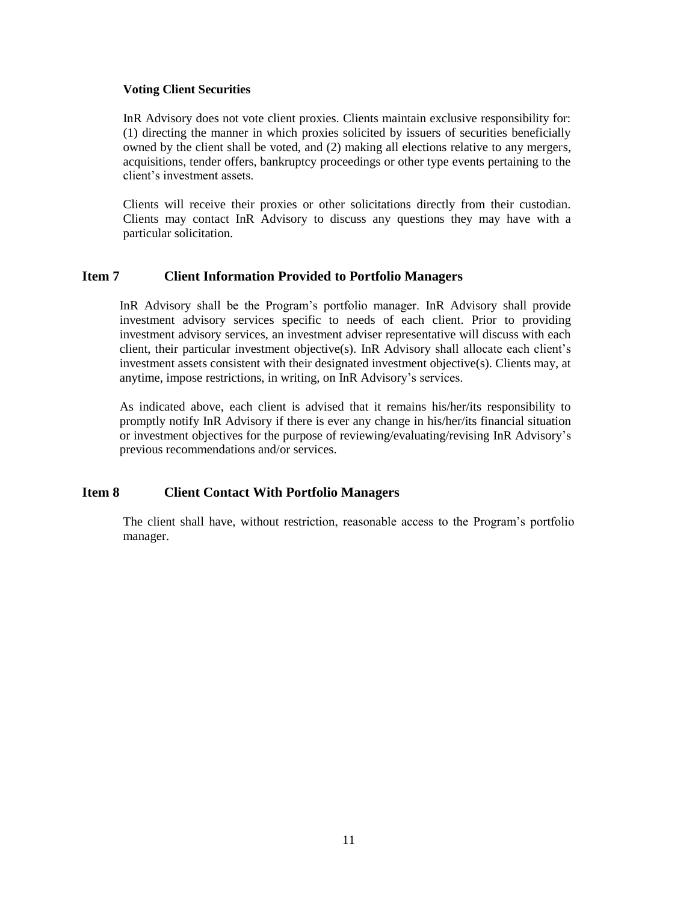**Voting Client Securities**

InR Advisory does not vote client proxies. Clients maintain exclusive responsibility for: (1) directing the manner in which proxies solicited by issuers of securities beneficially owned by the client shall be voted, and (2) making all elections relative to any mergers, acquisitions, tender offers, bankruptcy proceedings or other type events pertaining to the client's investment assets.

Clients will receive their proxies or other solicitations directly from their custodian. Clients may contact InR Advisory to discuss any questions they may have with a particular solicitation.

## Item 7 Client Information Provided to Portfolio Managers

InR Advisory shall be the Program's portfolio manager. InR Advisory shall provide investment advisory services specific to needs of each client. Prior to providing investment advisory services, an investment adviser representative will discuss with each client, their particular investment objective(s). InR Advisory shall allocate each client's investment assets consistent with their designated investment objective(s). Clients may, at anytime, impose restrictions, in writing, on InR Advisory's services.

As indicated above, each client is advised that it remains his/her/its responsibility to promptly notify InR Advisory if there is ever any change in his/her/its financial situation or investment objectives for the purpose of reviewing/evaluating/revising InR Advisory's previous recommendations and/or services.

## Item 8 Client Contact With Portfolio Managers

The client shall have, without restriction, reasonable access to the Program's portfolio manager.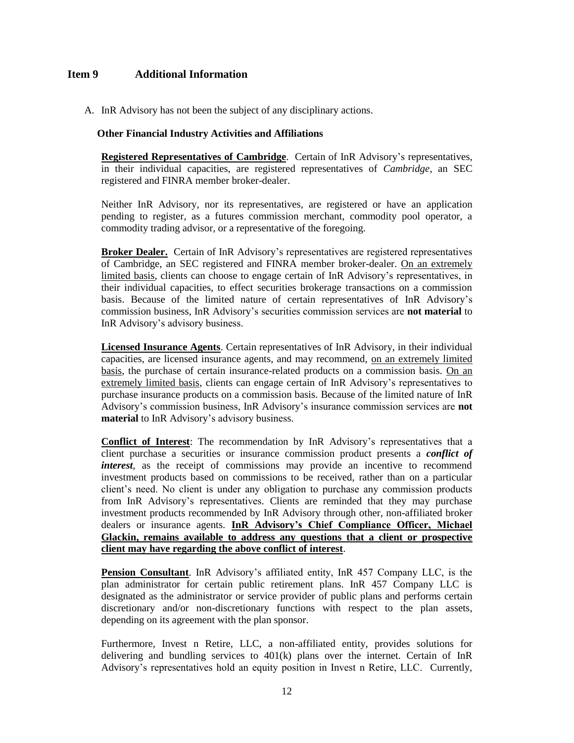## Item 9 Additional Information

A. InR Advisory has not been the subject of any disciplinary actions.

**Other Financial Industry Activities and Affiliations**

**Registered Representatives of Cambridge**. Certain of InR Advisory's representatives, in their individual capacities, are registered representatives of *Cambridge*, an SEC registered and FINRA member broker-dealer.

Neither InR Advisory, nor its representatives, are registered or have an application pending to register, as a futures commission merchant, commodity pool operator, a commodity trading advisor, or a representative of the foregoing.

**Broker Dealer.** Certain of InR Advisory's representatives are registered representatives of Cambridge, an SEC registered and FINRA member broker-dealer. On an extremely limited basis, clients can choose to engage certain of InR Advisory's representatives, in their individual capacities, to effect securities brokerage transactions on a commission basis. Because of the limited nature of certain representatives of InR Advisory's commission business, InR Advisory's securities commission services are **not material** to InR Advisory's advisory business.

**Licensed Insurance Agents**. Certain representatives of InR Advisory, in their individual capacities, are licensed insurance agents, and may recommend, on an extremely limited basis, the purchase of certain insurance-related products on a commission basis. On an extremely limited basis, clients can engage certain of InR Advisory's representatives to purchase insurance products on a commission basis. Because of the limited nature of InR Advisory's commission business, InR Advisory's insurance commission services are **not material** to InR Advisory's advisory business.

**Conflict of Interest**: The recommendation by InR Advisory's representatives that a client purchase a securities or insurance commission product presents a ***conflict of interest***, as the receipt of commissions may provide an incentive to recommend investment products based on commissions to be received, rather than on a particular client's need. No client is under any obligation to purchase any commission products from InR Advisory's representatives. Clients are reminded that they may purchase investment products recommended by InR Advisory through other, non-affiliated broker dealers or insurance agents. **InR Advisory's Chief Compliance Officer, Michael Glackin, remains available to address any questions that a client or prospective client may have regarding the above conflict of interest**.

**Pension Consultant**. InR Advisory's affiliated entity, InR 457 Company LLC, is the plan administrator for certain public retirement plans. InR 457 Company LLC is designated as the administrator or service provider of public plans and performs certain discretionary and/or non-discretionary functions with respect to the plan assets, depending on its agreement with the plan sponsor.

Furthermore, Invest n Retire, LLC, a non-affiliated entity, provides solutions for delivering and bundling services to 401(k) plans over the internet. Certain of InR Advisory's representatives hold an equity position in Invest n Retire, LLC. Currently,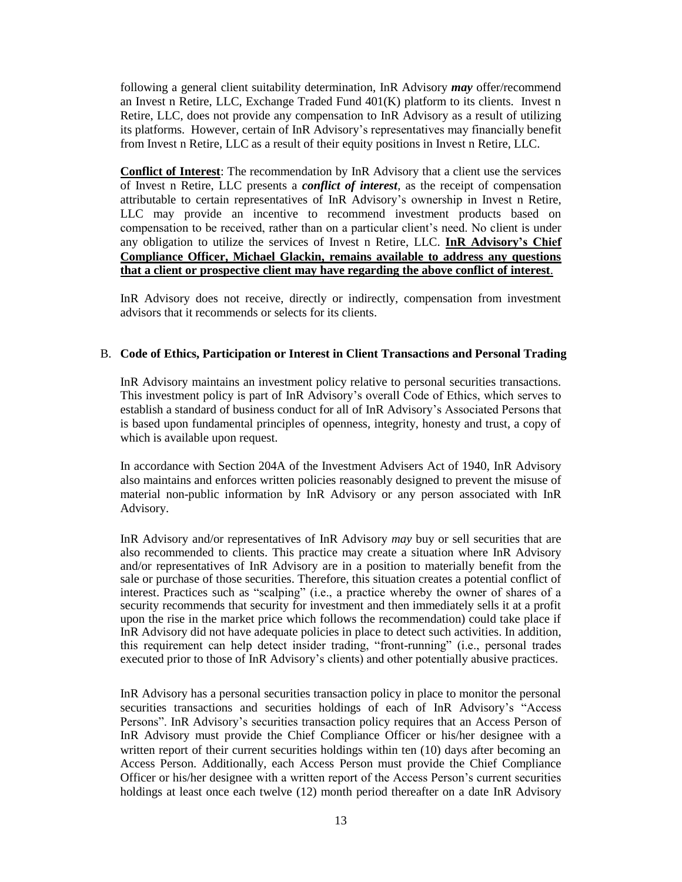following a general client suitability determination, InR Advisory ***may*** offer/recommend an Invest n Retire, LLC, Exchange Traded Fund 401(K) platform to its clients. Invest n Retire, LLC, does not provide any compensation to InR Advisory as a result of utilizing its platforms. However, certain of InR Advisory's representatives may financially benefit from Invest n Retire, LLC as a result of their equity positions in Invest n Retire, LLC.

**Conflict of Interest**: The recommendation by InR Advisory that a client use the services of Invest n Retire, LLC presents a ***conflict of interest***, as the receipt of compensation attributable to certain representatives of InR Advisory's ownership in Invest n Retire, LLC may provide an incentive to recommend investment products based on compensation to be received, rather than on a particular client's need. No client is under any obligation to utilize the services of Invest n Retire, LLC. **InR Advisory's Chief Compliance Officer, Michael Glackin, remains available to address any questions that a client or prospective client may have regarding the above conflict of interest**.

InR Advisory does not receive, directly or indirectly, compensation from investment advisors that it recommends or selects for its clients.

### B. Code of Ethics, Participation or Interest in Client Transactions and Personal Trading

InR Advisory maintains an investment policy relative to personal securities transactions. This investment policy is part of InR Advisory's overall Code of Ethics, which serves to establish a standard of business conduct for all of InR Advisory's Associated Persons that is based upon fundamental principles of openness, integrity, honesty and trust, a copy of which is available upon request.

In accordance with Section 204A of the Investment Advisers Act of 1940, InR Advisory also maintains and enforces written policies reasonably designed to prevent the misuse of material non-public information by InR Advisory or any person associated with InR Advisory.

InR Advisory and/or representatives of InR Advisory *may* buy or sell securities that are also recommended to clients. This practice may create a situation where InR Advisory and/or representatives of InR Advisory are in a position to materially benefit from the sale or purchase of those securities. Therefore, this situation creates a potential conflict of interest. Practices such as "scalping" (i.e., a practice whereby the owner of shares of a security recommends that security for investment and then immediately sells it at a profit upon the rise in the market price which follows the recommendation) could take place if InR Advisory did not have adequate policies in place to detect such activities. In addition, this requirement can help detect insider trading, "front-running" (i.e., personal trades executed prior to those of InR Advisory's clients) and other potentially abusive practices.

InR Advisory has a personal securities transaction policy in place to monitor the personal securities transactions and securities holdings of each of InR Advisory's "Access Persons". InR Advisory's securities transaction policy requires that an Access Person of InR Advisory must provide the Chief Compliance Officer or his/her designee with a written report of their current securities holdings within ten (10) days after becoming an Access Person. Additionally, each Access Person must provide the Chief Compliance Officer or his/her designee with a written report of the Access Person's current securities holdings at least once each twelve (12) month period thereafter on a date InR Advisory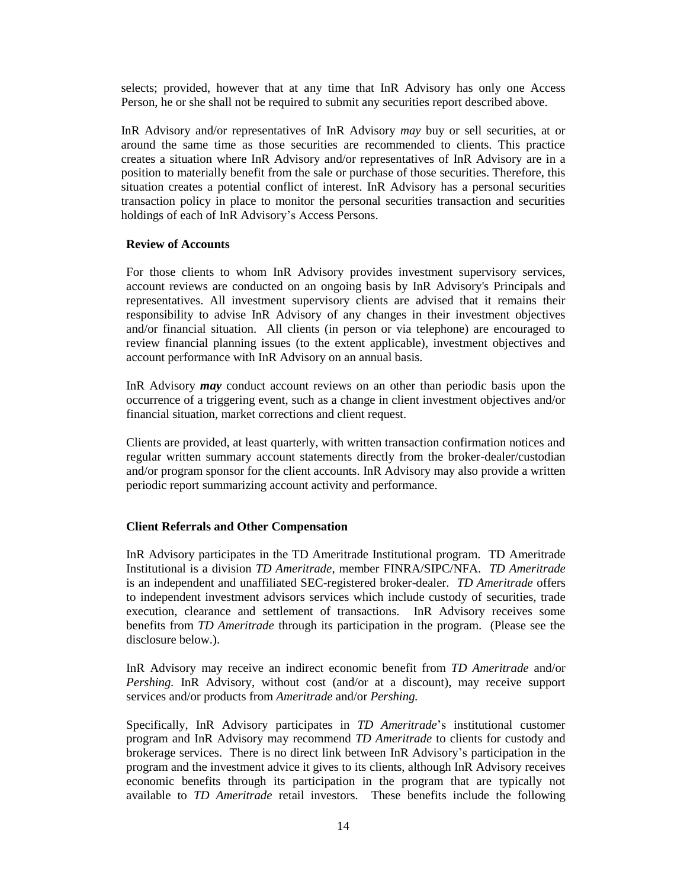selects; provided, however that at any time that InR Advisory has only one Access Person, he or she shall not be required to submit any securities report described above.

InR Advisory and/or representatives of InR Advisory *may* buy or sell securities, at or around the same time as those securities are recommended to clients. This practice creates a situation where InR Advisory and/or representatives of InR Advisory are in a position to materially benefit from the sale or purchase of those securities. Therefore, this situation creates a potential conflict of interest. InR Advisory has a personal securities transaction policy in place to monitor the personal securities transaction and securities holdings of each of InR Advisory's Access Persons.

**Review of Accounts**

For those clients to whom InR Advisory provides investment supervisory services, account reviews are conducted on an ongoing basis by InR Advisory's Principals and representatives. All investment supervisory clients are advised that it remains their responsibility to advise InR Advisory of any changes in their investment objectives and/or financial situation. All clients (in person or via telephone) are encouraged to review financial planning issues (to the extent applicable), investment objectives and account performance with InR Advisory on an annual basis.

InR Advisory ***may*** conduct account reviews on an other than periodic basis upon the occurrence of a triggering event, such as a change in client investment objectives and/or financial situation, market corrections and client request.

Clients are provided, at least quarterly, with written transaction confirmation notices and regular written summary account statements directly from the broker-dealer/custodian and/or program sponsor for the client accounts. InR Advisory may also provide a written periodic report summarizing account activity and performance.

**Client Referrals and Other Compensation**

InR Advisory participates in the TD Ameritrade Institutional program. TD Ameritrade Institutional is a division *TD Ameritrade*, member FINRA/SIPC/NFA. *TD Ameritrade* is an independent and unaffiliated SEC-registered broker-dealer. *TD Ameritrade* offers to independent investment advisors services which include custody of securities, trade execution, clearance and settlement of transactions. InR Advisory receives some benefits from *TD Ameritrade* through its participation in the program. (Please see the disclosure below.).

InR Advisory may receive an indirect economic benefit from *TD Ameritrade* and/or *Pershing.* InR Advisory, without cost (and/or at a discount), may receive support services and/or products from *Ameritrade* and/or *Pershing.*

Specifically, InR Advisory participates in *TD Ameritrade*'s institutional customer program and InR Advisory may recommend *TD Ameritrade* to clients for custody and brokerage services. There is no direct link between InR Advisory's participation in the program and the investment advice it gives to its clients, although InR Advisory receives economic benefits through its participation in the program that are typically not available to *TD Ameritrade* retail investors. These benefits include the following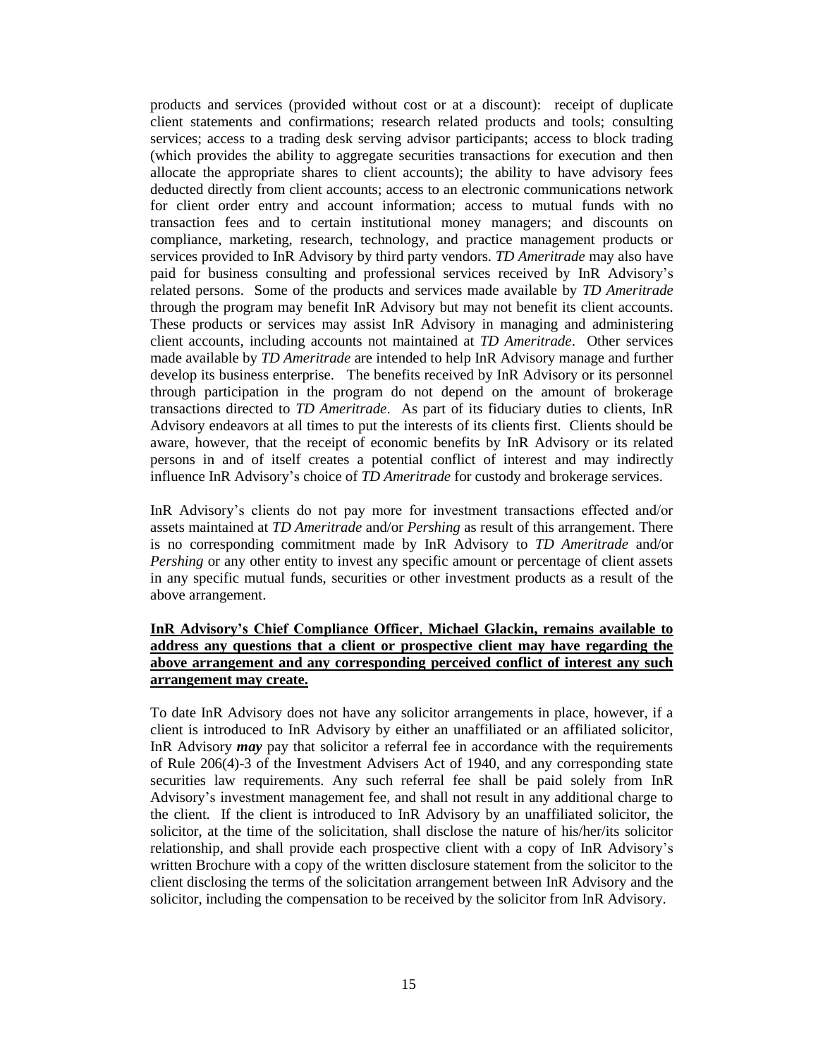products and services (provided without cost or at a discount): receipt of duplicate client statements and confirmations; research related products and tools; consulting services; access to a trading desk serving advisor participants; access to block trading (which provides the ability to aggregate securities transactions for execution and then allocate the appropriate shares to client accounts); the ability to have advisory fees deducted directly from client accounts; access to an electronic communications network for client order entry and account information; access to mutual funds with no transaction fees and to certain institutional money managers; and discounts on compliance, marketing, research, technology, and practice management products or services provided to InR Advisory by third party vendors. *TD Ameritrade* may also have paid for business consulting and professional services received by InR Advisory's related persons. Some of the products and services made available by *TD Ameritrade* through the program may benefit InR Advisory but may not benefit its client accounts. These products or services may assist InR Advisory in managing and administering client accounts, including accounts not maintained at *TD Ameritrade*. Other services made available by *TD Ameritrade* are intended to help InR Advisory manage and further develop its business enterprise. The benefits received by InR Advisory or its personnel through participation in the program do not depend on the amount of brokerage transactions directed to *TD Ameritrade*. As part of its fiduciary duties to clients, InR Advisory endeavors at all times to put the interests of its clients first. Clients should be aware, however, that the receipt of economic benefits by InR Advisory or its related persons in and of itself creates a potential conflict of interest and may indirectly influence InR Advisory's choice of *TD Ameritrade* for custody and brokerage services.

InR Advisory's clients do not pay more for investment transactions effected and/or assets maintained at *TD Ameritrade* and/or *Pershing* as result of this arrangement. There is no corresponding commitment made by InR Advisory to *TD Ameritrade* and/or *Pershing* or any other entity to invest any specific amount or percentage of client assets in any specific mutual funds, securities or other investment products as a result of the above arrangement.

**InR Advisory's Chief Compliance Officer, Michael Glackin, remains available to address any questions that a client or prospective client may have regarding the above arrangement and any corresponding perceived conflict of interest any such arrangement may create.**

To date InR Advisory does not have any solicitor arrangements in place, however, if a client is introduced to InR Advisory by either an unaffiliated or an affiliated solicitor, InR Advisory ***may*** pay that solicitor a referral fee in accordance with the requirements of Rule 206(4)-3 of the Investment Advisers Act of 1940, and any corresponding state securities law requirements. Any such referral fee shall be paid solely from InR Advisory's investment management fee, and shall not result in any additional charge to the client. If the client is introduced to InR Advisory by an unaffiliated solicitor, the solicitor, at the time of the solicitation, shall disclose the nature of his/her/its solicitor relationship, and shall provide each prospective client with a copy of InR Advisory's written Brochure with a copy of the written disclosure statement from the solicitor to the client disclosing the terms of the solicitation arrangement between InR Advisory and the solicitor, including the compensation to be received by the solicitor from InR Advisory.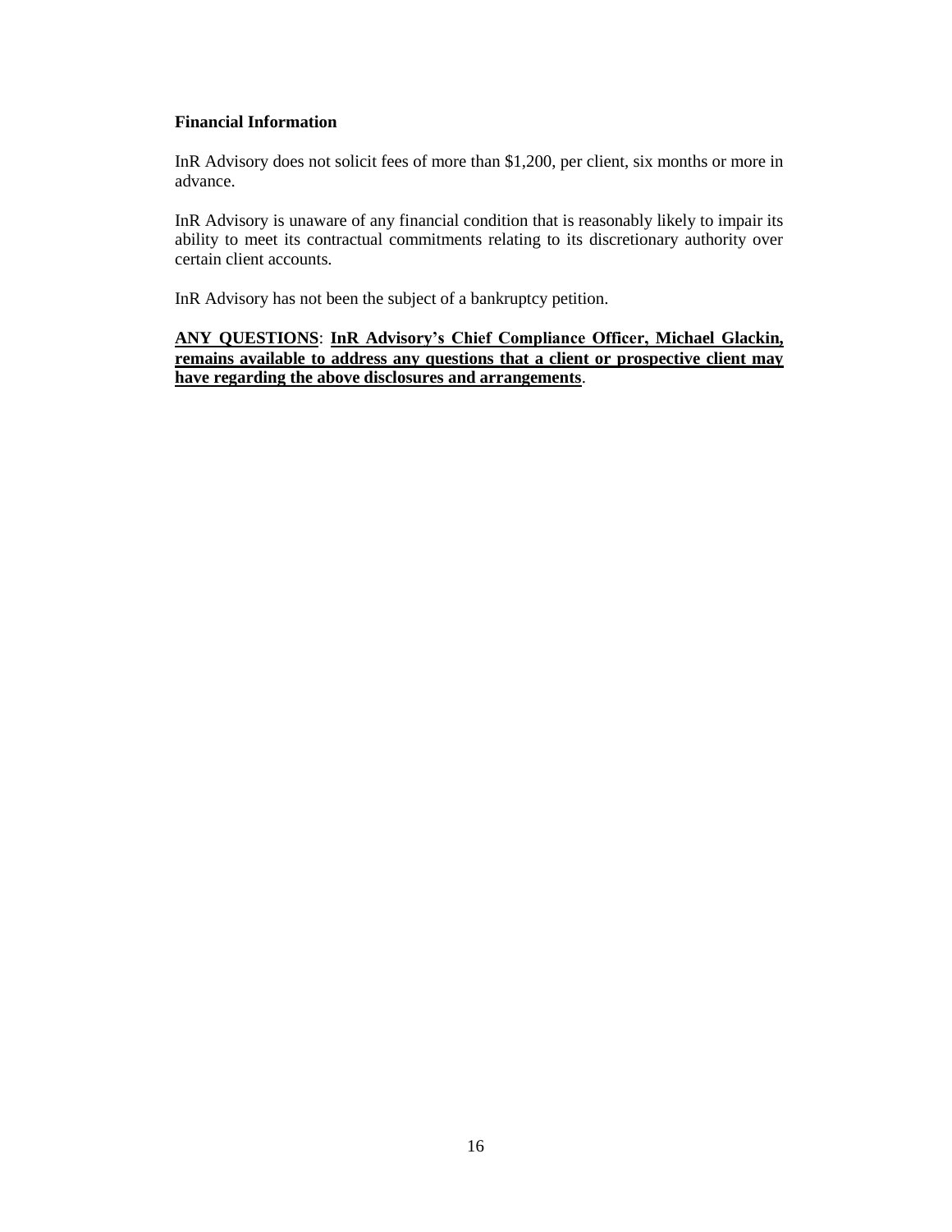**Financial Information**

InR Advisory does not solicit fees of more than $1,200, per client, six months or more in advance.

InR Advisory is unaware of any financial condition that is reasonably likely to impair its ability to meet its contractual commitments relating to its discretionary authority over certain client accounts.

InR Advisory has not been the subject of a bankruptcy petition.

**ANY QUESTIONS**: **InR Advisory's Chief Compliance Officer, Michael Glackin, remains available to address any questions that a client or prospective client may have regarding the above disclosures and arrangements**.